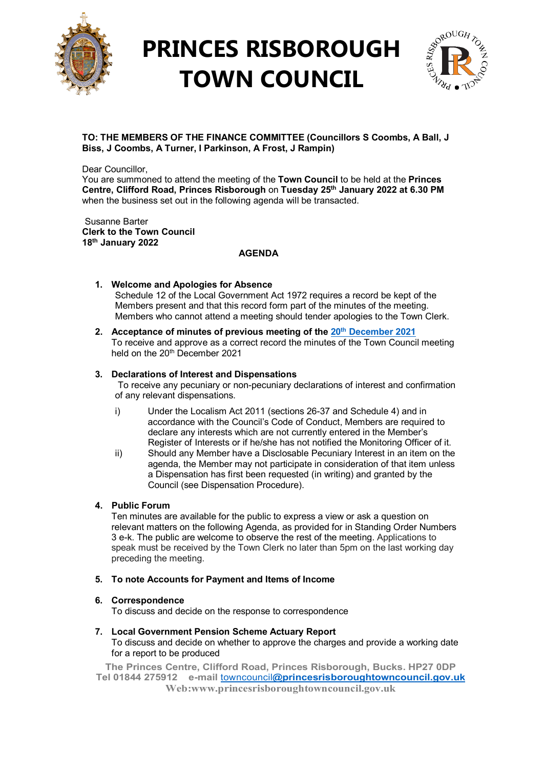# PRINCES RISBOROUGH TOWN COUNCIL

**TO: THE MEMBERS OF THE FINANCE COMMITTEE (Councillors S Coombs, A Ball, J Biss, J Coombs, A Turner, I Parkinson, A Frost, J Rampin)**

Dear Councillor,
You are summoned to attend the meeting of the **Town Council** to be held at the **Princes Centre, Clifford Road, Princes Risborough** on **Tuesday 25th January 2022 at 6.30 PM** when the business set out in the following agenda will be transacted.

Susanne Barter
**Clerk to the Town Council**
**18th January 2022**

**AGENDA**

1. **Welcome and Apologies for Absence**
   Schedule 12 of the Local Government Act 1972 requires a record be kept of the Members present and that this record form part of the minutes of the meeting. Members who cannot attend a meeting should tender apologies to the Town Clerk.

2. **Acceptance of minutes of previous meeting of the 20th December 2021**
   To receive and approve as a correct record the minutes of the Town Council meeting held on the 20th December 2021

3. **Declarations of Interest and Dispensations**
   To receive any pecuniary or non-pecuniary declarations of interest and confirmation of any relevant dispensations.

   i) Under the Localism Act 2011 (sections 26-37 and Schedule 4) and in accordance with the Council's Code of Conduct, Members are required to declare any interests which are not currently entered in the Member's Register of Interests or if he/she has not notified the Monitoring Officer of it.

   ii) Should any Member have a Disclosable Pecuniary Interest in an item on the agenda, the Member may not participate in consideration of that item unless a Dispensation has first been requested (in writing) and granted by the Council (see Dispensation Procedure).

4. **Public Forum**
   Ten minutes are available for the public to express a view or ask a question on relevant matters on the following Agenda, as provided for in Standing Order Numbers 3 e-k. The public are welcome to observe the rest of the meeting. Applications to speak must be received by the Town Clerk no later than 5pm on the last working day preceding the meeting.

5. **To note Accounts for Payment and Items of Income**

6. **Correspondence**
   To discuss and decide on the response to correspondence

7. **Local Government Pension Scheme Actuary Report**
   To discuss and decide on whether to approve the charges and provide a working date for a report to be produced

The Princes Centre, Clifford Road, Princes Risborough, Bucks. HP27 0DP
Tel 01844 275912 e-mail towncouncil@princesrisboroughtowncouncil.gov.uk
Web:www.princesrisboroughtowncouncil.gov.uk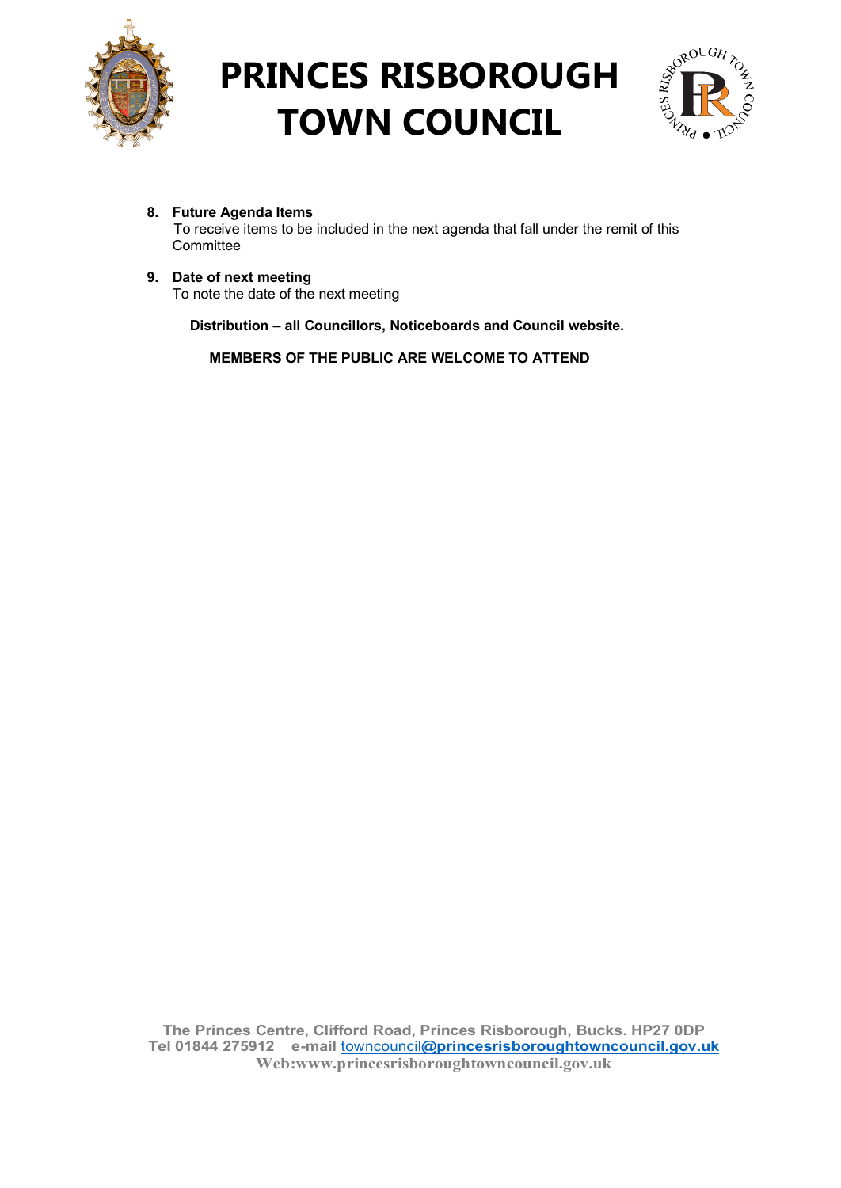8. **Future Agenda Items**
   To receive items to be included in the next agenda that fall under the remit of this Committee

9. **Date of next meeting**
   To note the date of the next meeting

**Distribution – all Councillors, Noticeboards and Council website.**

**MEMBERS OF THE PUBLIC ARE WELCOME TO ATTEND**